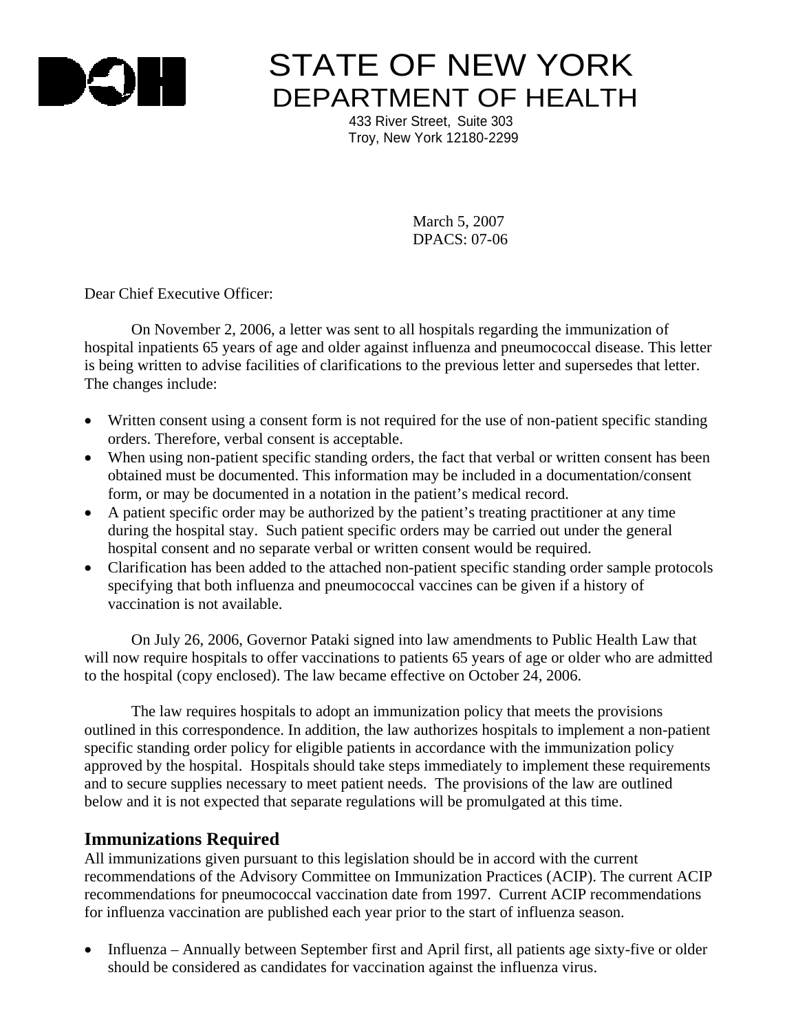# STATE OF NEW YORK
## DEPARTMENT OF HEALTH

433 River Street, Suite 303
Troy, New York 12180-2299

March 5, 2007
DPACS: 07-06

Dear Chief Executive Officer:

On November 2, 2006, a letter was sent to all hospitals regarding the immunization of hospital inpatients 65 years of age and older against influenza and pneumococcal disease. This letter is being written to advise facilities of clarifications to the previous letter and supersedes that letter. The changes include:

- Written consent using a consent form is not required for the use of non-patient specific standing orders. Therefore, verbal consent is acceptable.
- When using non-patient specific standing orders, the fact that verbal or written consent has been obtained must be documented. This information may be included in a documentation/consent form, or may be documented in a notation in the patient's medical record.
- A patient specific order may be authorized by the patient's treating practitioner at any time during the hospital stay. Such patient specific orders may be carried out under the general hospital consent and no separate verbal or written consent would be required.
- Clarification has been added to the attached non-patient specific standing order sample protocols specifying that both influenza and pneumococcal vaccines can be given if a history of vaccination is not available.

On July 26, 2006, Governor Pataki signed into law amendments to Public Health Law that will now require hospitals to offer vaccinations to patients 65 years of age or older who are admitted to the hospital (copy enclosed). The law became effective on October 24, 2006.

The law requires hospitals to adopt an immunization policy that meets the provisions outlined in this correspondence. In addition, the law authorizes hospitals to implement a non-patient specific standing order policy for eligible patients in accordance with the immunization policy approved by the hospital. Hospitals should take steps immediately to implement these requirements and to secure supplies necessary to meet patient needs. The provisions of the law are outlined below and it is not expected that separate regulations will be promulgated at this time.

## Immunizations Required

All immunizations given pursuant to this legislation should be in accord with the current recommendations of the Advisory Committee on Immunization Practices (ACIP). The current ACIP recommendations for pneumococcal vaccination date from 1997. Current ACIP recommendations for influenza vaccination are published each year prior to the start of influenza season.

- Influenza – Annually between September first and April first, all patients age sixty-five or older should be considered as candidates for vaccination against the influenza virus.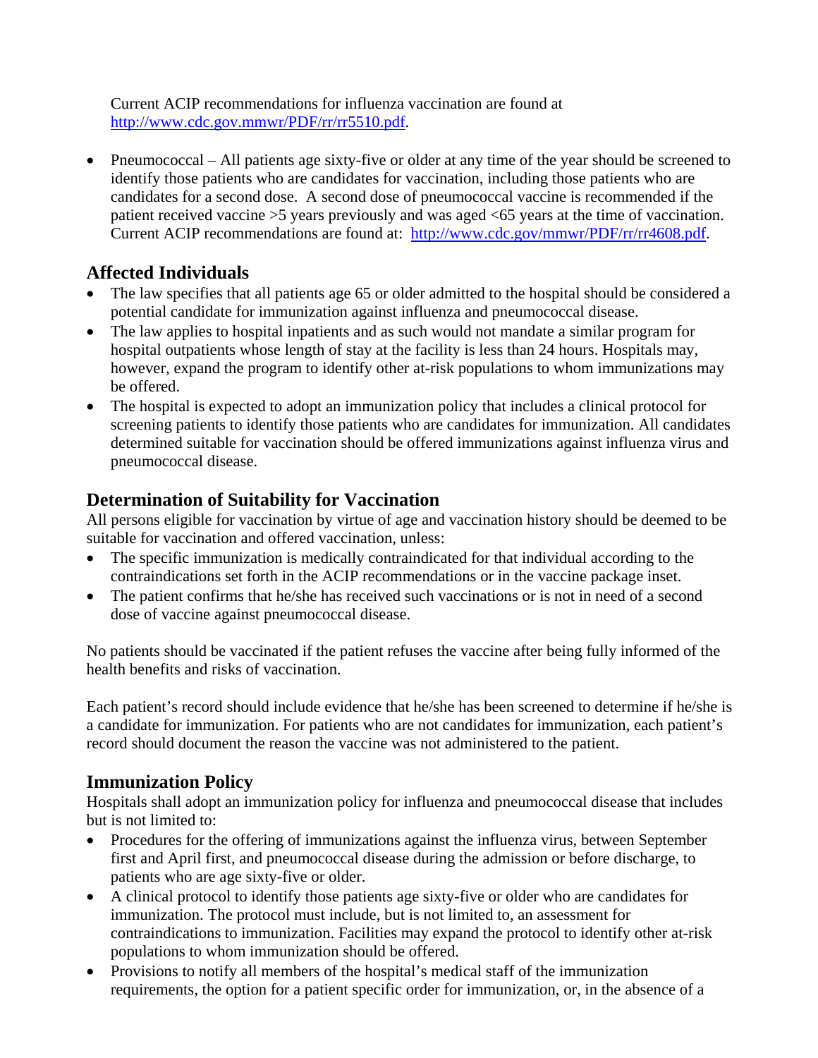Current ACIP recommendations for influenza vaccination are found at [http://www.cdc.gov.mmwr/PDF/rr/rr5510.pdf](http://www.cdc.gov.mmwr/PDF/rr/rr5510.pdf).

- Pneumococcal – All patients age sixty-five or older at any time of the year should be screened to identify those patients who are candidates for vaccination, including those patients who are candidates for a second dose. A second dose of pneumococcal vaccine is recommended if the patient received vaccine >5 years previously and was aged <65 years at the time of vaccination. Current ACIP recommendations are found at: [http://www.cdc.gov/mmwr/PDF/rr/rr4608.pdf](http://www.cdc.gov/mmwr/PDF/rr/rr4608.pdf).

## Affected Individuals

- The law specifies that all patients age 65 or older admitted to the hospital should be considered a potential candidate for immunization against influenza and pneumococcal disease.
- The law applies to hospital inpatients and as such would not mandate a similar program for hospital outpatients whose length of stay at the facility is less than 24 hours. Hospitals may, however, expand the program to identify other at-risk populations to whom immunizations may be offered.
- The hospital is expected to adopt an immunization policy that includes a clinical protocol for screening patients to identify those patients who are candidates for immunization. All candidates determined suitable for vaccination should be offered immunizations against influenza virus and pneumococcal disease.

## Determination of Suitability for Vaccination

All persons eligible for vaccination by virtue of age and vaccination history should be deemed to be suitable for vaccination and offered vaccination, unless:

- The specific immunization is medically contraindicated for that individual according to the contraindications set forth in the ACIP recommendations or in the vaccine package inset.
- The patient confirms that he/she has received such vaccinations or is not in need of a second dose of vaccine against pneumococcal disease.

No patients should be vaccinated if the patient refuses the vaccine after being fully informed of the health benefits and risks of vaccination.

Each patient's record should include evidence that he/she has been screened to determine if he/she is a candidate for immunization. For patients who are not candidates for immunization, each patient's record should document the reason the vaccine was not administered to the patient.

## Immunization Policy

Hospitals shall adopt an immunization policy for influenza and pneumococcal disease that includes but is not limited to:

- Procedures for the offering of immunizations against the influenza virus, between September first and April first, and pneumococcal disease during the admission or before discharge, to patients who are age sixty-five or older.
- A clinical protocol to identify those patients age sixty-five or older who are candidates for immunization. The protocol must include, but is not limited to, an assessment for contraindications to immunization. Facilities may expand the protocol to identify other at-risk populations to whom immunization should be offered.
- Provisions to notify all members of the hospital's medical staff of the immunization requirements, the option for a patient specific order for immunization, or, in the absence of a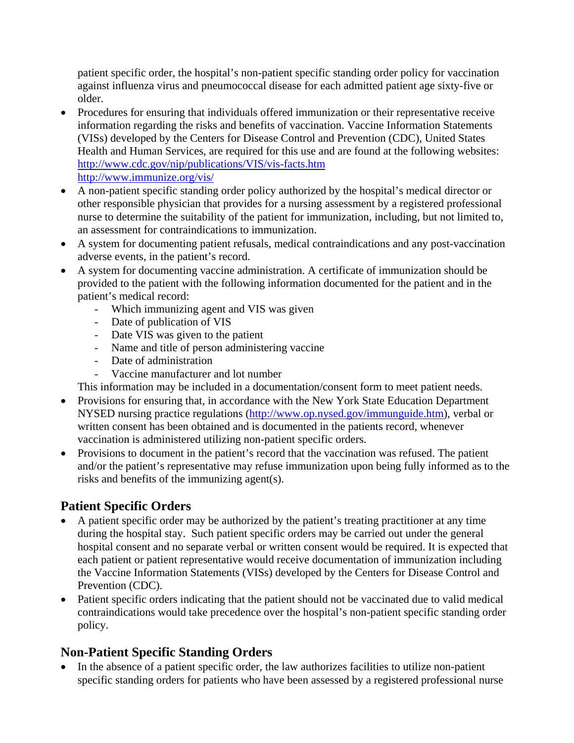patient specific order, the hospital's non-patient specific standing order policy for vaccination against influenza virus and pneumococcal disease for each admitted patient age sixty-five or older.

- Procedures for ensuring that individuals offered immunization or their representative receive information regarding the risks and benefits of vaccination. Vaccine Information Statements (VISs) developed by the Centers for Disease Control and Prevention (CDC), United States Health and Human Services, are required for this use and are found at the following websites:
  http://www.cdc.gov/nip/publications/VIS/vis-facts.htm
  http://www.immunize.org/vis/
- A non-patient specific standing order policy authorized by the hospital's medical director or other responsible physician that provides for a nursing assessment by a registered professional nurse to determine the suitability of the patient for immunization, including, but not limited to, an assessment for contraindications to immunization.
- A system for documenting patient refusals, medical contraindications and any post-vaccination adverse events, in the patient's record.
- A system for documenting vaccine administration. A certificate of immunization should be provided to the patient with the following information documented for the patient and in the patient's medical record:
  - Which immunizing agent and VIS was given
  - Date of publication of VIS
  - Date VIS was given to the patient
  - Name and title of person administering vaccine
  - Date of administration
  - Vaccine manufacturer and lot number

  This information may be included in a documentation/consent form to meet patient needs.
- Provisions for ensuring that, in accordance with the New York State Education Department NYSED nursing practice regulations (http://www.op.nysed.gov/immunguide.htm), verbal or written consent has been obtained and is documented in the patients record, whenever vaccination is administered utilizing non-patient specific orders.
- Provisions to document in the patient's record that the vaccination was refused. The patient and/or the patient's representative may refuse immunization upon being fully informed as to the risks and benefits of the immunizing agent(s).

## Patient Specific Orders

- A patient specific order may be authorized by the patient's treating practitioner at any time during the hospital stay. Such patient specific orders may be carried out under the general hospital consent and no separate verbal or written consent would be required. It is expected that each patient or patient representative would receive documentation of immunization including the Vaccine Information Statements (VISs) developed by the Centers for Disease Control and Prevention (CDC).
- Patient specific orders indicating that the patient should not be vaccinated due to valid medical contraindications would take precedence over the hospital's non-patient specific standing order policy.

## Non-Patient Specific Standing Orders

- In the absence of a patient specific order, the law authorizes facilities to utilize non-patient specific standing orders for patients who have been assessed by a registered professional nurse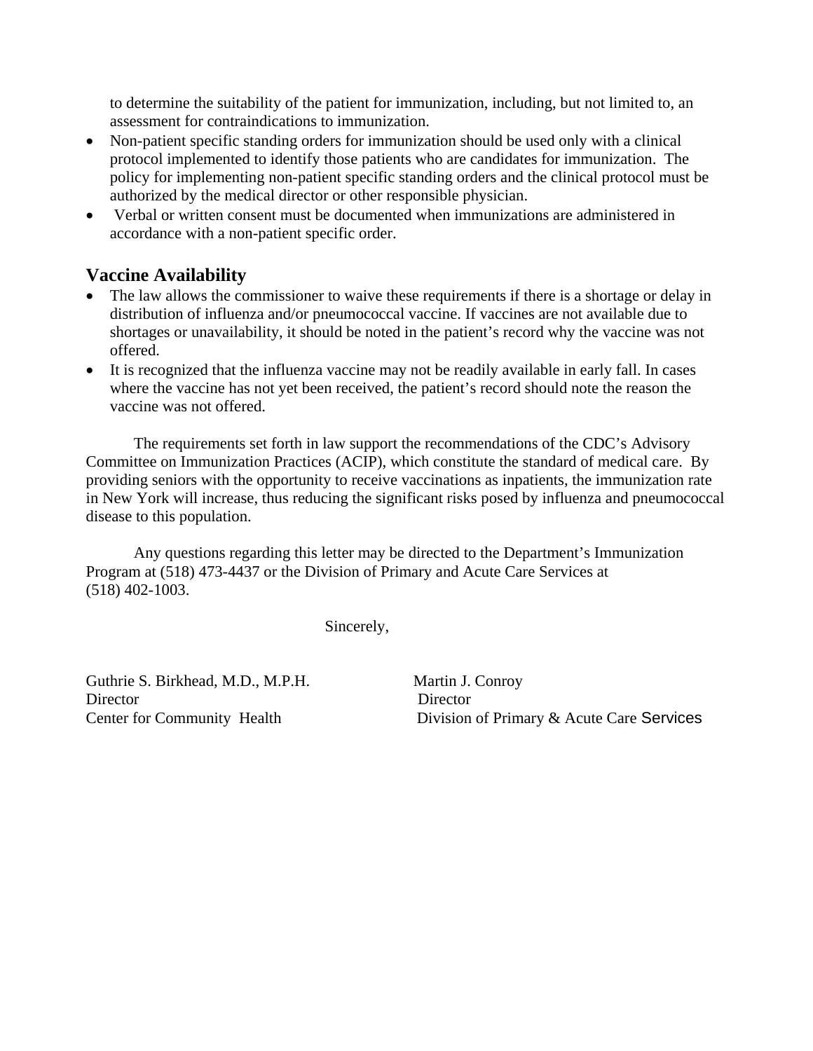to determine the suitability of the patient for immunization, including, but not limited to, an assessment for contraindications to immunization.

- Non-patient specific standing orders for immunization should be used only with a clinical protocol implemented to identify those patients who are candidates for immunization. The policy for implementing non-patient specific standing orders and the clinical protocol must be authorized by the medical director or other responsible physician.
- Verbal or written consent must be documented when immunizations are administered in accordance with a non-patient specific order.

## Vaccine Availability

- The law allows the commissioner to waive these requirements if there is a shortage or delay in distribution of influenza and/or pneumococcal vaccine. If vaccines are not available due to shortages or unavailability, it should be noted in the patient's record why the vaccine was not offered.
- It is recognized that the influenza vaccine may not be readily available in early fall. In cases where the vaccine has not yet been received, the patient's record should note the reason the vaccine was not offered.

The requirements set forth in law support the recommendations of the CDC's Advisory Committee on Immunization Practices (ACIP), which constitute the standard of medical care. By providing seniors with the opportunity to receive vaccinations as inpatients, the immunization rate in New York will increase, thus reducing the significant risks posed by influenza and pneumococcal disease to this population.

Any questions regarding this letter may be directed to the Department's Immunization Program at (518) 473-4437 or the Division of Primary and Acute Care Services at (518) 402-1003.

Sincerely,

Guthrie S. Birkhead, M.D., M.P.H.
Director
Center for Community Health

Martin J. Conroy
Director
Division of Primary & Acute Care Services